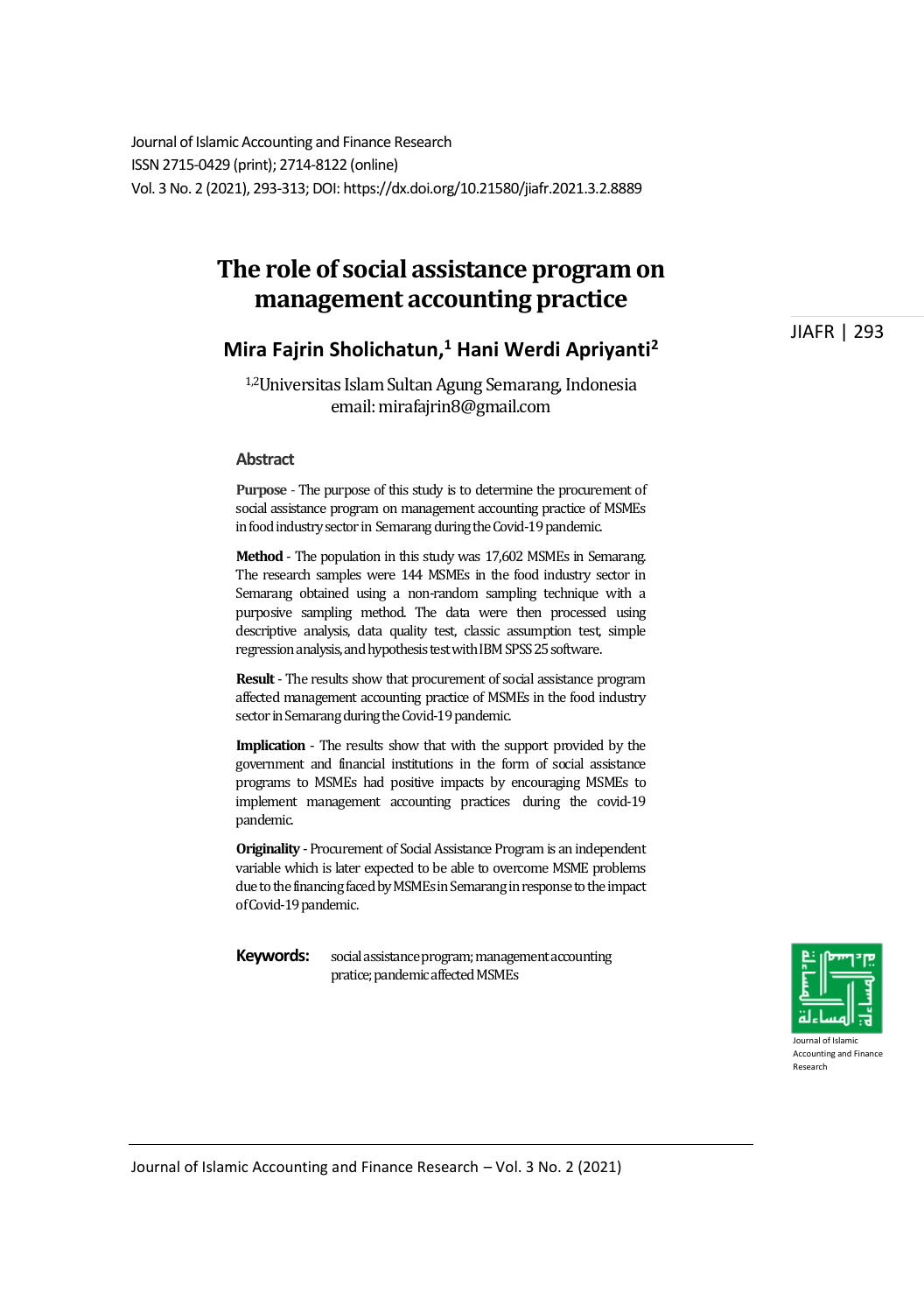Journal of Islamic Accounting and Finance Research
ISSN 2715-0429 (print); 2714-8122 (online)
Vol. 3 No. 2 (2021), 293-313; DOI: https://dx.doi.org/10.21580/jiafr.2021.3.2.8889

# The role of social assistance program on management accounting practice

## Mira Fajrin Sholichatun,[1] Hani Werdi Apriyanti[2]

[1,2]Universitas Islam Sultan Agung Semarang, Indonesia
email: mirafajrin8@gmail.com

### Abstract

**Purpose** - The purpose of this study is to determine the procurement of social assistance program on management accounting practice of MSMEs in food industry sector in Semarang during the Covid-19 pandemic.

**Method** - The population in this study was 17,602 MSMEs in Semarang. The research samples were 144 MSMEs in the food industry sector in Semarang obtained using a non-random sampling technique with a purposive sampling method. The data were then processed using descriptive analysis, data quality test, classic assumption test, simple regression analysis, and hypothesis test with IBM SPSS 25 software.

**Result** - The results show that procurement of social assistance program affected management accounting practice of MSMEs in the food industry sector in Semarang during the Covid-19 pandemic.

**Implication** - The results show that with the support provided by the government and financial institutions in the form of social assistance programs to MSMEs had positive impacts by encouraging MSMEs to implement management accounting practices during the covid-19 pandemic.

**Originality** - Procurement of Social Assistance Program is an independent variable which is later expected to be able to overcome MSME problems due to the financing faced by MSMEs in Semarang in response to the impact of Covid-19 pandemic.

**Keywords:** social assistance program; management accounting pratice; pandemic affected MSMEs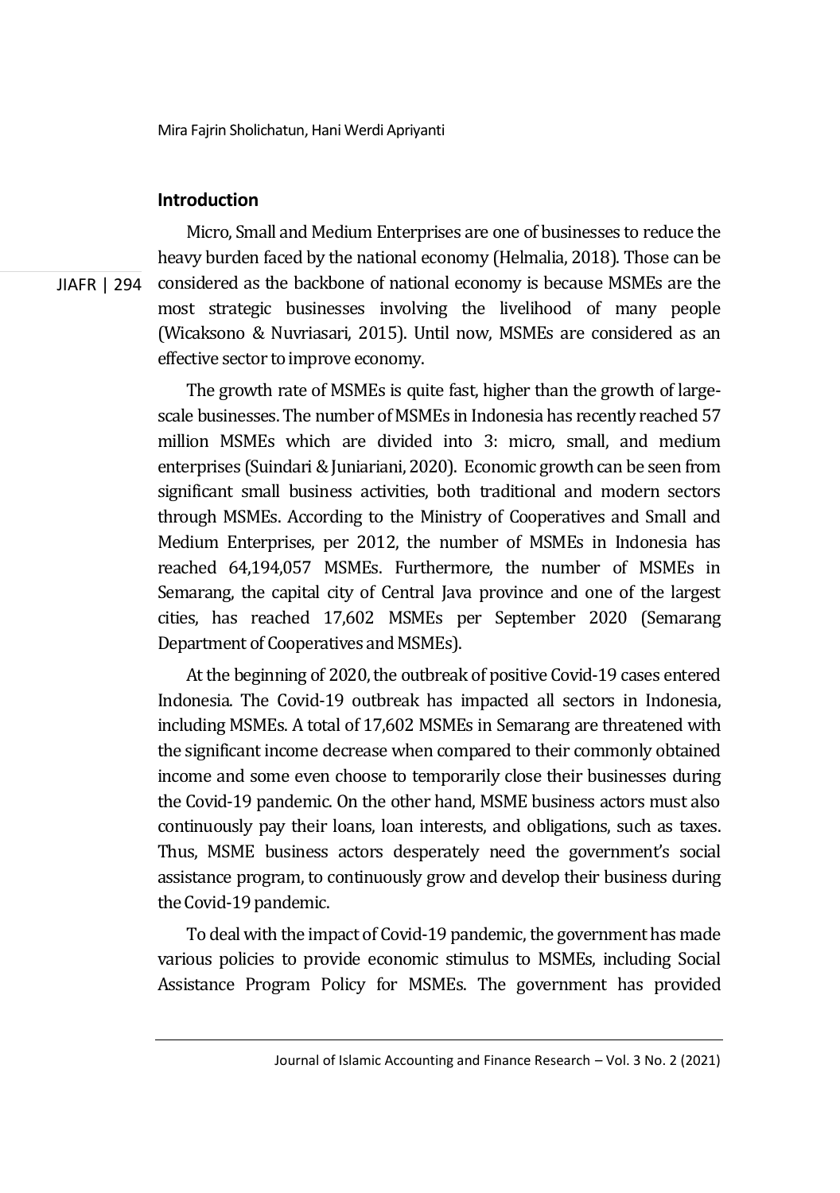## Introduction

Micro, Small and Medium Enterprises are one of businesses to reduce the heavy burden faced by the national economy (Helmalia, 2018). Those can be considered as the backbone of national economy is because MSMEs are the most strategic businesses involving the livelihood of many people (Wicaksono & Nuvriasari, 2015). Until now, MSMEs are considered as an effective sector to improve economy.

The growth rate of MSMEs is quite fast, higher than the growth of large-scale businesses. The number of MSMEs in Indonesia has recently reached 57 million MSMEs which are divided into 3: micro, small, and medium enterprises (Suindari & Juniariani, 2020). Economic growth can be seen from significant small business activities, both traditional and modern sectors through MSMEs. According to the Ministry of Cooperatives and Small and Medium Enterprises, per 2012, the number of MSMEs in Indonesia has reached 64,194,057 MSMEs. Furthermore, the number of MSMEs in Semarang, the capital city of Central Java province and one of the largest cities, has reached 17,602 MSMEs per September 2020 (Semarang Department of Cooperatives and MSMEs).

At the beginning of 2020, the outbreak of positive Covid-19 cases entered Indonesia. The Covid-19 outbreak has impacted all sectors in Indonesia, including MSMEs. A total of 17,602 MSMEs in Semarang are threatened with the significant income decrease when compared to their commonly obtained income and some even choose to temporarily close their businesses during the Covid-19 pandemic. On the other hand, MSME business actors must also continuously pay their loans, loan interests, and obligations, such as taxes. Thus, MSME business actors desperately need the government's social assistance program, to continuously grow and develop their business during the Covid-19 pandemic.

To deal with the impact of Covid-19 pandemic, the government has made various policies to provide economic stimulus to MSMEs, including Social Assistance Program Policy for MSMEs. The government has provided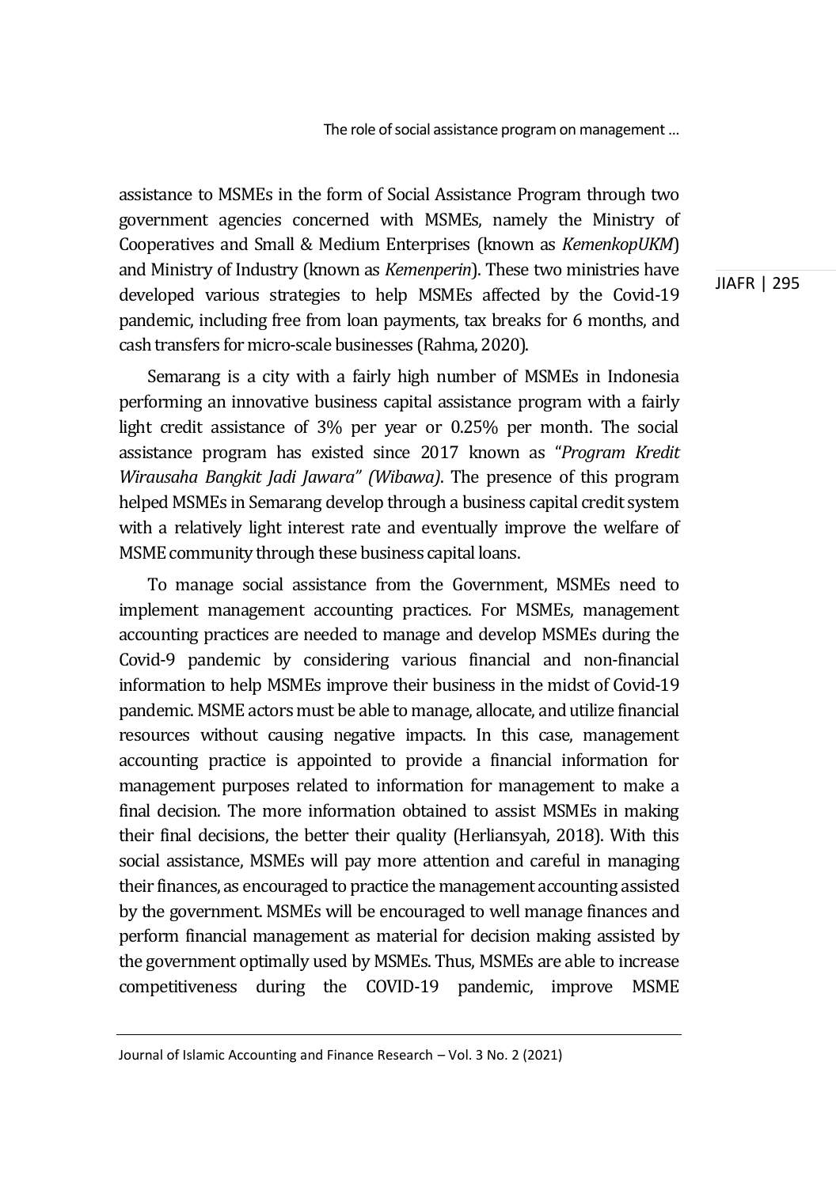assistance to MSMEs in the form of Social Assistance Program through two government agencies concerned with MSMEs, namely the Ministry of Cooperatives and Small & Medium Enterprises (known as *KemenkopUKM*) and Ministry of Industry (known as *Kemenperin*). These two ministries have developed various strategies to help MSMEs affected by the Covid-19 pandemic, including free from loan payments, tax breaks for 6 months, and cash transfers for micro-scale businesses (Rahma, 2020).

Semarang is a city with a fairly high number of MSMEs in Indonesia performing an innovative business capital assistance program with a fairly light credit assistance of 3% per year or 0.25% per month. The social assistance program has existed since 2017 known as "*Program Kredit Wirausaha Bangkit Jadi Jawara" (Wibawa)*. The presence of this program helped MSMEs in Semarang develop through a business capital credit system with a relatively light interest rate and eventually improve the welfare of MSME community through these business capital loans.

To manage social assistance from the Government, MSMEs need to implement management accounting practices. For MSMEs, management accounting practices are needed to manage and develop MSMEs during the Covid-9 pandemic by considering various financial and non-financial information to help MSMEs improve their business in the midst of Covid-19 pandemic. MSME actors must be able to manage, allocate, and utilize financial resources without causing negative impacts. In this case, management accounting practice is appointed to provide a financial information for management purposes related to information for management to make a final decision. The more information obtained to assist MSMEs in making their final decisions, the better their quality (Herliansyah, 2018). With this social assistance, MSMEs will pay more attention and careful in managing their finances, as encouraged to practice the management accounting assisted by the government. MSMEs will be encouraged to well manage finances and perform financial management as material for decision making assisted by the government optimally used by MSMEs. Thus, MSMEs are able to increase competitiveness during the COVID-19 pandemic, improve MSME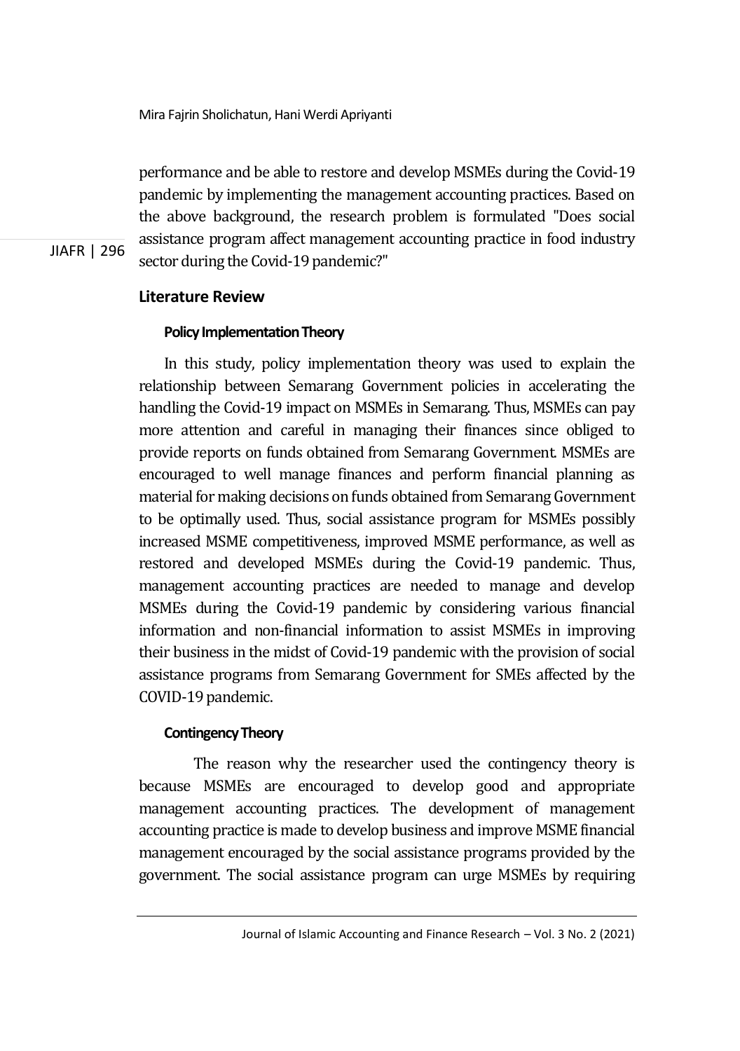performance and be able to restore and develop MSMEs during the Covid-19 pandemic by implementing the management accounting practices. Based on the above background, the research problem is formulated "Does social assistance program affect management accounting practice in food industry sector during the Covid-19 pandemic?"

## Literature Review

### Policy Implementation Theory

In this study, policy implementation theory was used to explain the relationship between Semarang Government policies in accelerating the handling the Covid-19 impact on MSMEs in Semarang. Thus, MSMEs can pay more attention and careful in managing their finances since obliged to provide reports on funds obtained from Semarang Government. MSMEs are encouraged to well manage finances and perform financial planning as material for making decisions on funds obtained from Semarang Government to be optimally used. Thus, social assistance program for MSMEs possibly increased MSME competitiveness, improved MSME performance, as well as restored and developed MSMEs during the Covid-19 pandemic. Thus, management accounting practices are needed to manage and develop MSMEs during the Covid-19 pandemic by considering various financial information and non-financial information to assist MSMEs in improving their business in the midst of Covid-19 pandemic with the provision of social assistance programs from Semarang Government for SMEs affected by the COVID-19 pandemic.

### Contingency Theory

The reason why the researcher used the contingency theory is because MSMEs are encouraged to develop good and appropriate management accounting practices. The development of management accounting practice is made to develop business and improve MSME financial management encouraged by the social assistance programs provided by the government. The social assistance program can urge MSMEs by requiring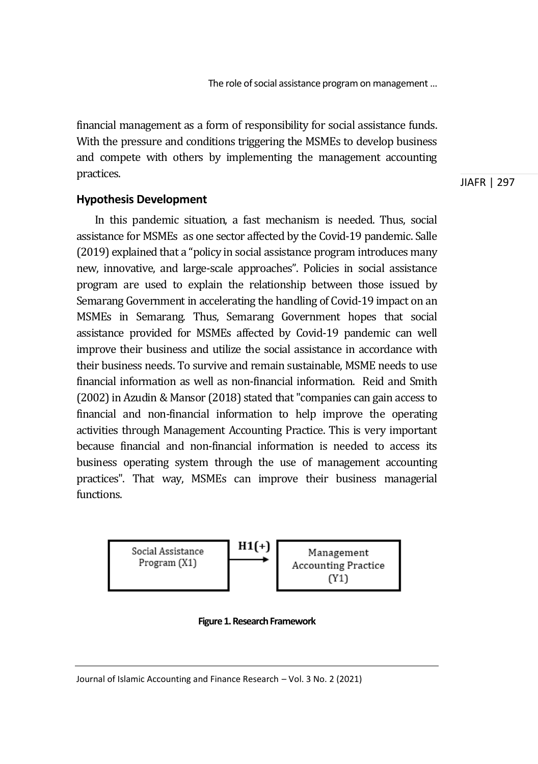financial management as a form of responsibility for social assistance funds. With the pressure and conditions triggering the MSMEs to develop business and compete with others by implementing the management accounting practices.

## Hypothesis Development

In this pandemic situation, a fast mechanism is needed. Thus, social assistance for MSMEs as one sector affected by the Covid-19 pandemic. Salle (2019) explained that a "policy in social assistance program introduces many new, innovative, and large-scale approaches". Policies in social assistance program are used to explain the relationship between those issued by Semarang Government in accelerating the handling of Covid-19 impact on an MSMEs in Semarang. Thus, Semarang Government hopes that social assistance provided for MSMEs affected by Covid-19 pandemic can well improve their business and utilize the social assistance in accordance with their business needs. To survive and remain sustainable, MSME needs to use financial information as well as non-financial information. Reid and Smith (2002) in Azudin & Mansor (2018) stated that "companies can gain access to financial and non-financial information to help improve the operating activities through Management Accounting Practice. This is very important because financial and non-financial information is needed to access its business operating system through the use of management accounting practices". That way, MSMEs can improve their business managerial functions.

Social Assistance Program (X1) → H1(+) → Management Accounting Practice (Y1)

**Figure 1. Research Framework**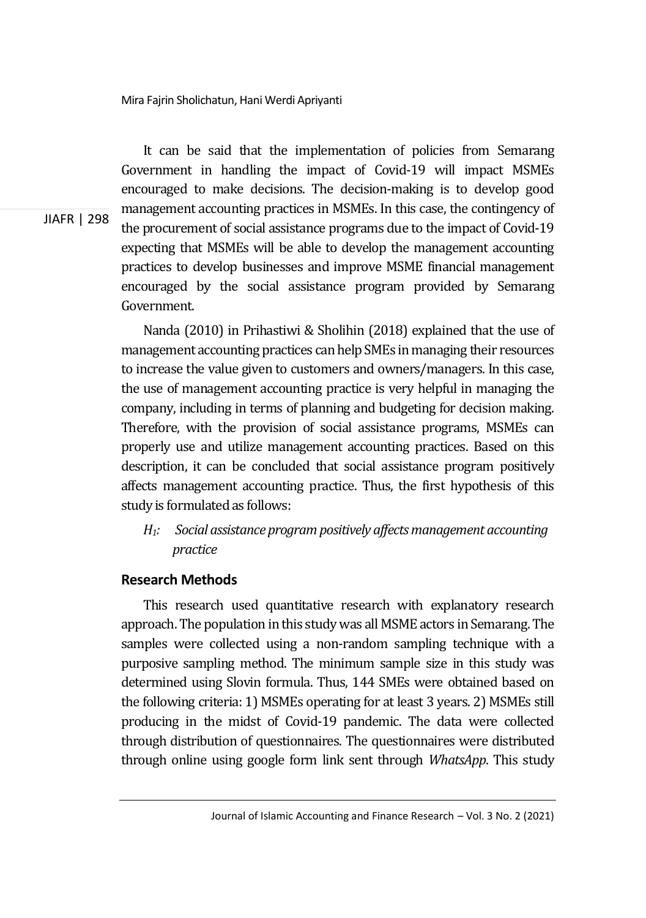It can be said that the implementation of policies from Semarang Government in handling the impact of Covid-19 will impact MSMEs encouraged to make decisions. The decision-making is to develop good management accounting practices in MSMEs. In this case, the contingency of the procurement of social assistance programs due to the impact of Covid-19 expecting that MSMEs will be able to develop the management accounting practices to develop businesses and improve MSME financial management encouraged by the social assistance program provided by Semarang Government.

Nanda (2010) in Prihastiwi & Sholihin (2018) explained that the use of management accounting practices can help SMEs in managing their resources to increase the value given to customers and owners/managers. In this case, the use of management accounting practice is very helpful in managing the company, including in terms of planning and budgeting for decision making. Therefore, with the provision of social assistance programs, MSMEs can properly use and utilize management accounting practices. Based on this description, it can be concluded that social assistance program positively affects management accounting practice. Thus, the first hypothesis of this study is formulated as follows:

*$H_1$: Social assistance program positively affects management accounting practice*

## Research Methods

This research used quantitative research with explanatory research approach. The population in this study was all MSME actors in Semarang. The samples were collected using a non-random sampling technique with a purposive sampling method. The minimum sample size in this study was determined using Slovin formula. Thus, 144 SMEs were obtained based on the following criteria: 1) MSMEs operating for at least 3 years. 2) MSMEs still producing in the midst of Covid-19 pandemic. The data were collected through distribution of questionnaires. The questionnaires were distributed through online using google form link sent through *WhatsApp*. This study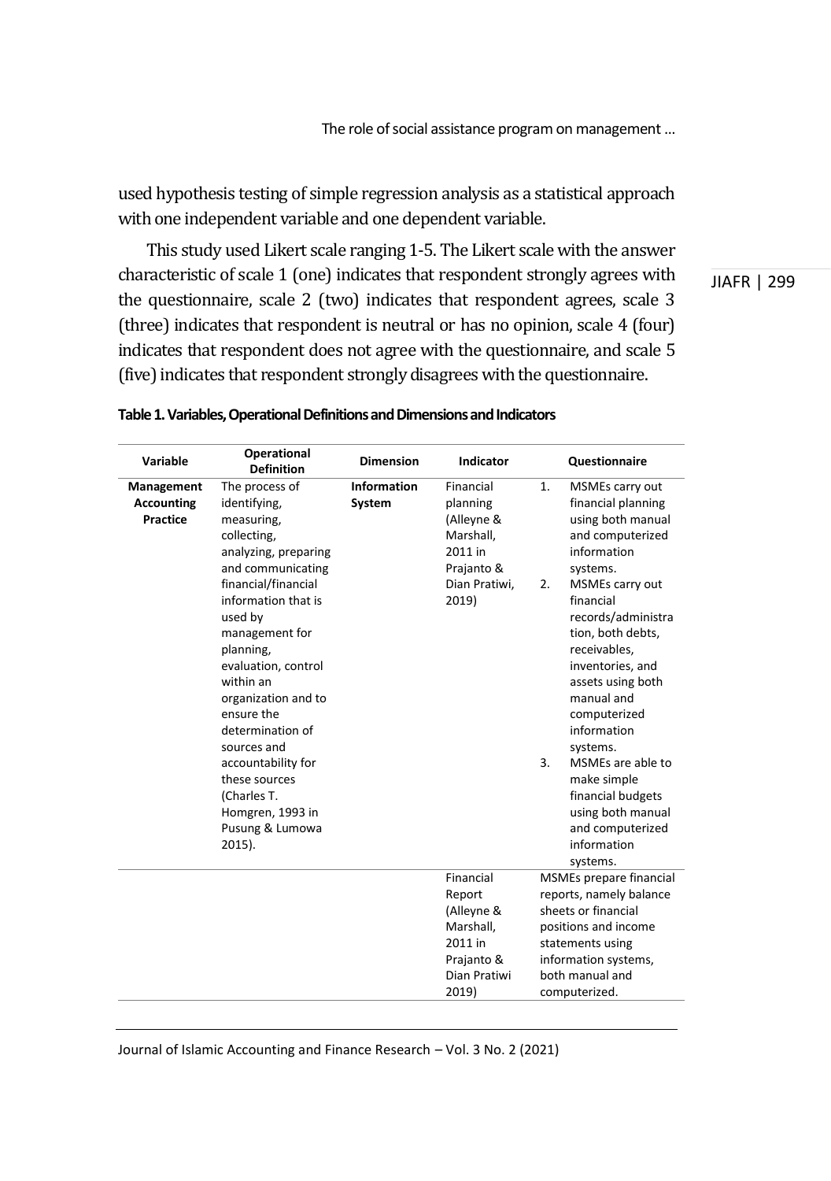used hypothesis testing of simple regression analysis as a statistical approach with one independent variable and one dependent variable.

This study used Likert scale ranging 1-5. The Likert scale with the answer characteristic of scale 1 (one) indicates that respondent strongly agrees with the questionnaire, scale 2 (two) indicates that respondent agrees, scale 3 (three) indicates that respondent is neutral or has no opinion, scale 4 (four) indicates that respondent does not agree with the questionnaire, and scale 5 (five) indicates that respondent strongly disagrees with the questionnaire.

**Table 1. Variables, Operational Definitions and Dimensions and Indicators**

| Variable | Operational Definition | Dimension | Indicator | Questionnaire |
|---|---|---|---|---|
| **Management Accounting Practice** | The process of identifying, measuring, collecting, analyzing, preparing and communicating financial/financial information that is used by management for planning, evaluation, control within an organization and to ensure the determination of sources and accountability for these sources (Charles T. Homgren, 1993 in Pusung & Lumowa 2015). | **Information System** | Financial planning (Alleyne & Marshall, 2011 in Prajanto & Dian Pratiwi, 2019) | 1. MSMEs carry out financial planning using both manual and computerized information systems. 2. MSMEs carry out financial records/administration, both debts, receivables, inventories, and assets using both manual and computerized information systems. 3. MSMEs are able to make simple financial budgets using both manual and computerized information systems. |
| | | | Financial Report (Alleyne & Marshall, 2011 in Prajanto & Dian Pratiwi 2019) | MSMEs prepare financial reports, namely balance sheets or financial positions and income statements using information systems, both manual and computerized. |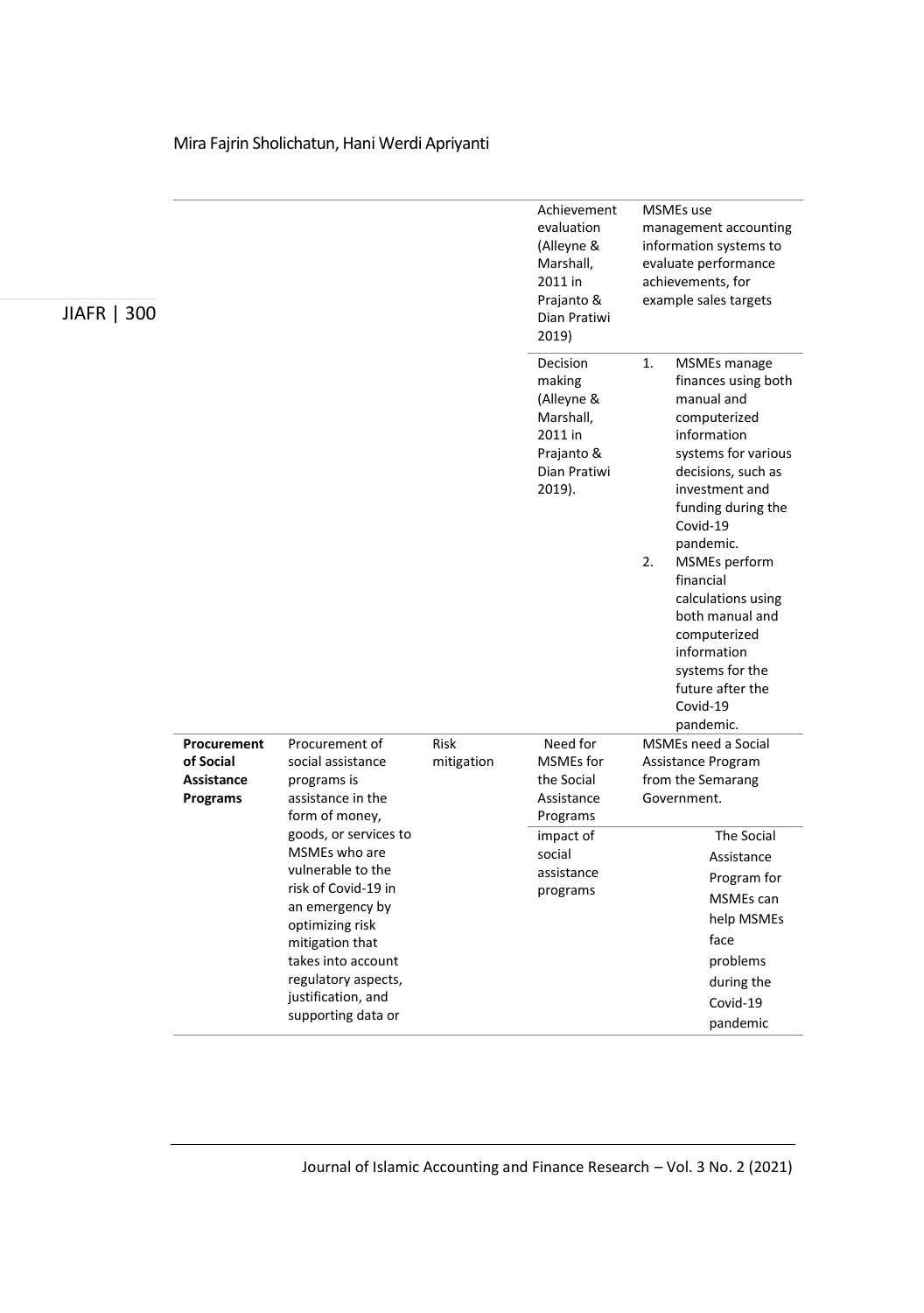| | | | | |
|---|---|---|---|---|
| | | | Achievement evaluation (Alleyne & Marshall, 2011 in Prajanto & Dian Pratiwi 2019) | MSMEs use management accounting information systems to evaluate performance achievements, for example sales targets |
| | | | Decision making (Alleyne & Marshall, 2011 in Prajanto & Dian Pratiwi 2019). | 1. MSMEs manage finances using both manual and computerized information systems for various decisions, such as investment and funding during the Covid-19 pandemic. 2. MSMEs perform financial calculations using both manual and computerized information systems for the future after the Covid-19 pandemic. |
| **Procurement of Social Assistance Programs** | Procurement of social assistance programs is assistance in the form of money, goods, or services to MSMEs who are vulnerable to the risk of Covid-19 in an emergency by optimizing risk mitigation that takes into account regulatory aspects, justification, and supporting data or | Risk mitigation | Need for MSMEs for the Social Assistance Programs | MSMEs need a Social Assistance Program from the Semarang Government. |
| | | | impact of social assistance programs | The Social Assistance Program for MSMEs can help MSMEs face problems during the Covid-19 pandemic |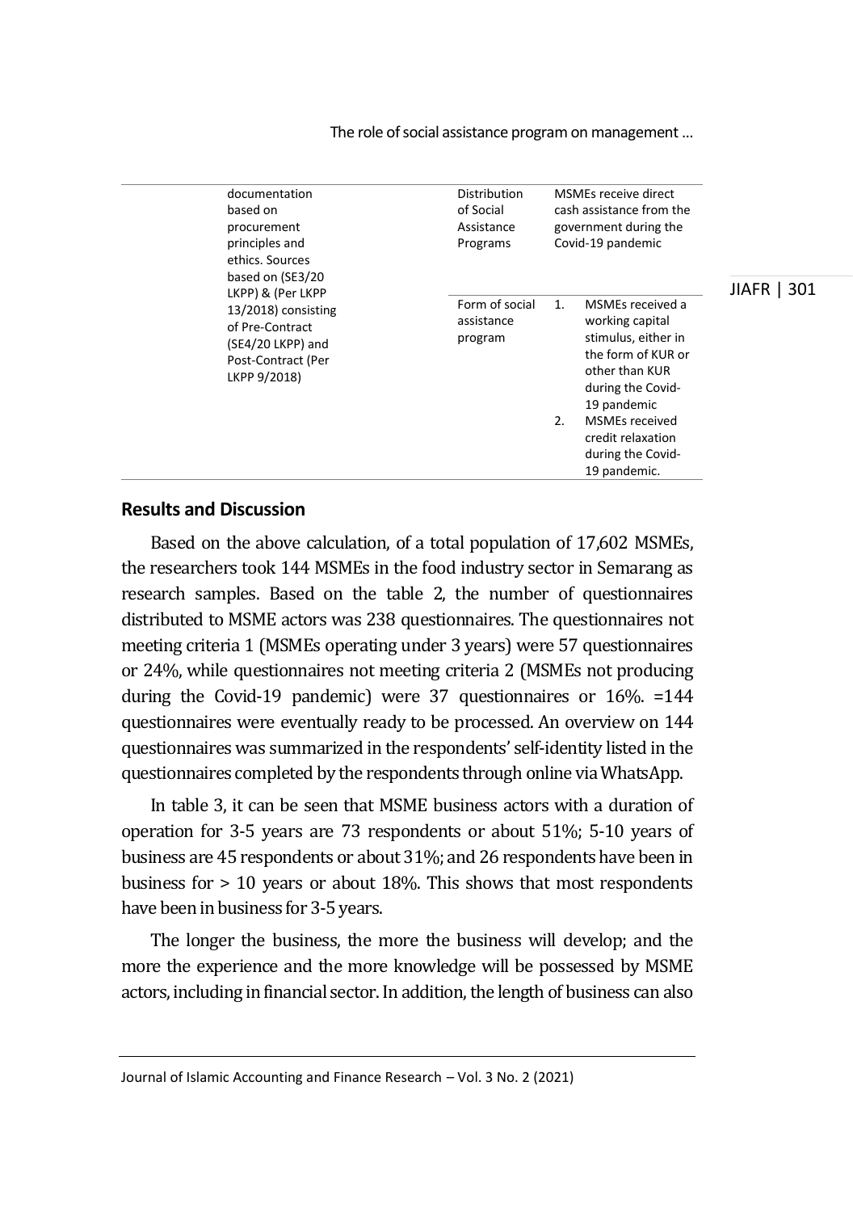| | | |
|---|---|---|
| documentation based on procurement principles and ethics. Sources based on (SE3/20 LKPP) & (Per LKPP 13/2018) consisting of Pre-Contract (SE4/20 LKPP) and Post-Contract (Per LKPP 9/2018) | Distribution of Social Assistance Programs | MSMEs receive direct cash assistance from the government during the Covid-19 pandemic |
| | Form of social assistance program | 1. MSMEs received a working capital stimulus, either in the form of KUR or other than KUR during the Covid-19 pandemic<br>2. MSMEs received credit relaxation during the Covid-19 pandemic. |

## Results and Discussion

Based on the above calculation, of a total population of 17,602 MSMEs, the researchers took 144 MSMEs in the food industry sector in Semarang as research samples. Based on the table 2, the number of questionnaires distributed to MSME actors was 238 questionnaires. The questionnaires not meeting criteria 1 (MSMEs operating under 3 years) were 57 questionnaires or 24%, while questionnaires not meeting criteria 2 (MSMEs not producing during the Covid-19 pandemic) were 37 questionnaires or 16%. =144 questionnaires were eventually ready to be processed. An overview on 144 questionnaires was summarized in the respondents' self-identity listed in the questionnaires completed by the respondents through online via WhatsApp.

In table 3, it can be seen that MSME business actors with a duration of operation for 3-5 years are 73 respondents or about 51%; 5-10 years of business are 45 respondents or about 31%; and 26 respondents have been in business for > 10 years or about 18%. This shows that most respondents have been in business for 3-5 years.

The longer the business, the more the business will develop; and the more the experience and the more knowledge will be possessed by MSME actors, including in financial sector. In addition, the length of business can also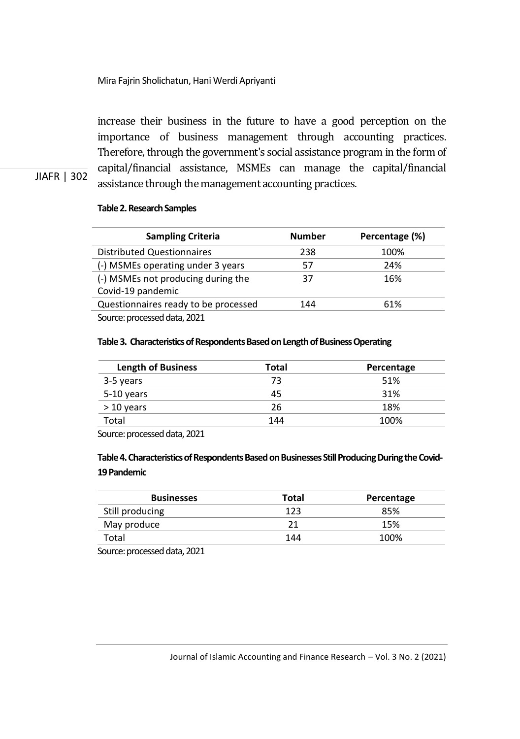increase their business in the future to have a good perception on the importance of business management through accounting practices. Therefore, through the government's social assistance program in the form of capital/financial assistance, MSMEs can manage the capital/financial assistance through the management accounting practices.

**Table 2. Research Samples**

| Sampling Criteria | Number | Percentage (%) |
|---|---|---|
| Distributed Questionnaires | 238 | 100% |
| (-) MSMEs operating under 3 years | 57 | 24% |
| (-) MSMEs not producing during the Covid-19 pandemic | 37 | 16% |
| Questionnaires ready to be processed | 144 | 61% |

Source: processed data, 2021

**Table 3. Characteristics of Respondents Based on Length of Business Operating**

| Length of Business | Total | Percentage |
|---|---|---|
| 3-5 years | 73 | 51% |
| 5-10 years | 45 | 31% |
| > 10 years | 26 | 18% |
| Total | 144 | 100% |

Source: processed data, 2021

**Table 4. Characteristics of Respondents Based on Businesses Still Producing During the Covid-19 Pandemic**

| Businesses | Total | Percentage |
|---|---|---|
| Still producing | 123 | 85% |
| May produce | 21 | 15% |
| Total | 144 | 100% |

Source: processed data, 2021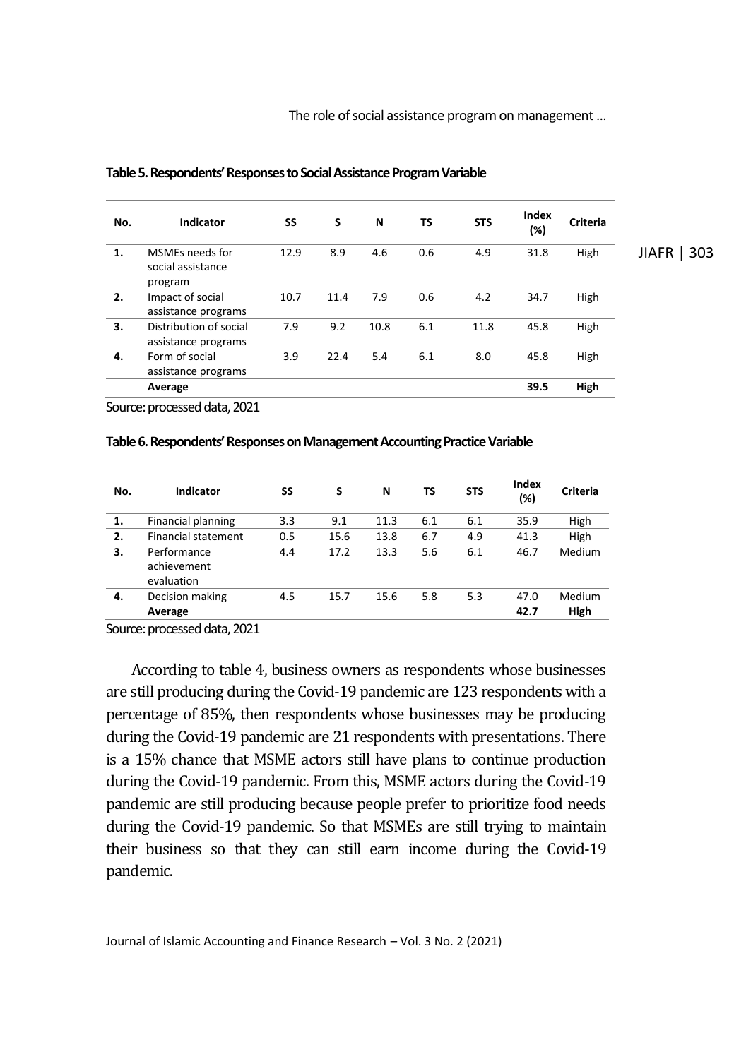**Table 5. Respondents' Responses to Social Assistance Program Variable**

| No. | Indicator | SS | S | N | TS | STS | Index (%) | Criteria |
|---|---|---|---|---|---|---|---|---|
| 1. | MSMEs needs for social assistance program | 12.9 | 8.9 | 4.6 | 0.6 | 4.9 | 31.8 | High |
| 2. | Impact of social assistance programs | 10.7 | 11.4 | 7.9 | 0.6 | 4.2 | 34.7 | High |
| 3. | Distribution of social assistance programs | 7.9 | 9.2 | 10.8 | 6.1 | 11.8 | 45.8 | High |
| 4. | Form of social assistance programs | 3.9 | 22.4 | 5.4 | 6.1 | 8.0 | 45.8 | High |
| | **Average** | | | | | | **39.5** | **High** |

Source: processed data, 2021

**Table 6. Respondents' Responses on Management Accounting Practice Variable**

| No. | Indicator | SS | S | N | TS | STS | Index (%) | Criteria |
|---|---|---|---|---|---|---|---|---|
| 1. | Financial planning | 3.3 | 9.1 | 11.3 | 6.1 | 6.1 | 35.9 | High |
| 2. | Financial statement | 0.5 | 15.6 | 13.8 | 6.7 | 4.9 | 41.3 | High |
| 3. | Performance achievement evaluation | 4.4 | 17.2 | 13.3 | 5.6 | 6.1 | 46.7 | Medium |
| 4. | Decision making | 4.5 | 15.7 | 15.6 | 5.8 | 5.3 | 47.0 | Medium |
| | **Average** | | | | | | **42.7** | **High** |

Source: processed data, 2021

According to table 4, business owners as respondents whose businesses are still producing during the Covid-19 pandemic are 123 respondents with a percentage of 85%, then respondents whose businesses may be producing during the Covid-19 pandemic are 21 respondents with presentations. There is a 15% chance that MSME actors still have plans to continue production during the Covid-19 pandemic. From this, MSME actors during the Covid-19 pandemic are still producing because people prefer to prioritize food needs during the Covid-19 pandemic. So that MSMEs are still trying to maintain their business so that they can still earn income during the Covid-19 pandemic.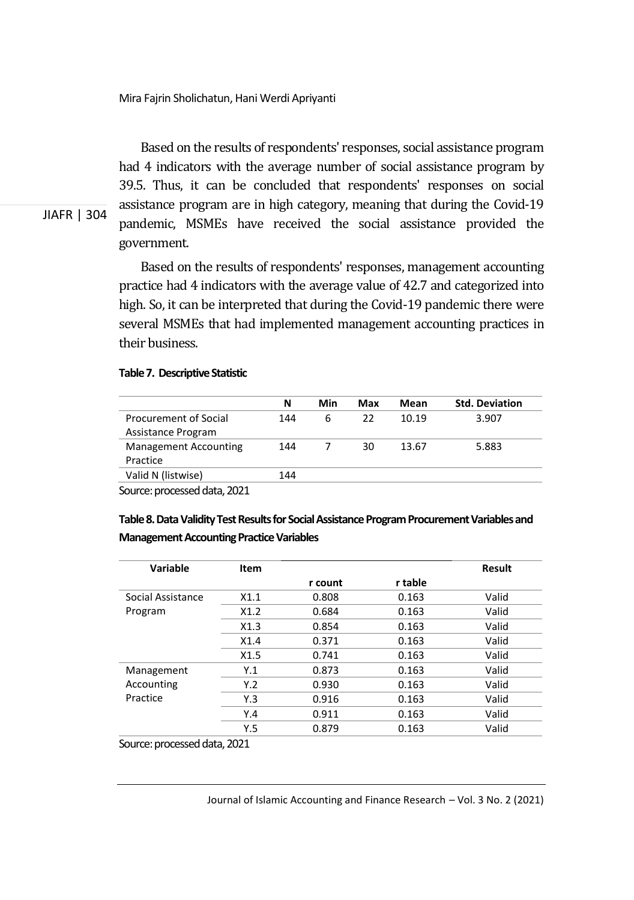Based on the results of respondents' responses, social assistance program had 4 indicators with the average number of social assistance program by 39.5. Thus, it can be concluded that respondents' responses on social assistance program are in high category, meaning that during the Covid-19 pandemic, MSMEs have received the social assistance provided the government.

Based on the results of respondents' responses, management accounting practice had 4 indicators with the average value of 42.7 and categorized into high. So, it can be interpreted that during the Covid-19 pandemic there were several MSMEs that had implemented management accounting practices in their business.

**Table 7. Descriptive Statistic**

| | N | Min | Max | Mean | Std. Deviation |
|---|---|---|---|---|---|
| Procurement of Social Assistance Program | 144 | 6 | 22 | 10.19 | 3.907 |
| Management Accounting Practice | 144 | 7 | 30 | 13.67 | 5.883 |
| Valid N (listwise) | 144 | | | | |

Source: processed data, 2021

**Table 8. Data Validity Test Results for Social Assistance Program Procurement Variables and Management Accounting Practice Variables**

| Variable | Item | r count | r table | Result |
|---|---|---|---|---|
| Social Assistance Program | X1.1 | 0.808 | 0.163 | Valid |
| | X1.2 | 0.684 | 0.163 | Valid |
| | X1.3 | 0.854 | 0.163 | Valid |
| | X1.4 | 0.371 | 0.163 | Valid |
| | X1.5 | 0.741 | 0.163 | Valid |
| Management Accounting Practice | Y.1 | 0.873 | 0.163 | Valid |
| | Y.2 | 0.930 | 0.163 | Valid |
| | Y.3 | 0.916 | 0.163 | Valid |
| | Y.4 | 0.911 | 0.163 | Valid |
| | Y.5 | 0.879 | 0.163 | Valid |

Source: processed data, 2021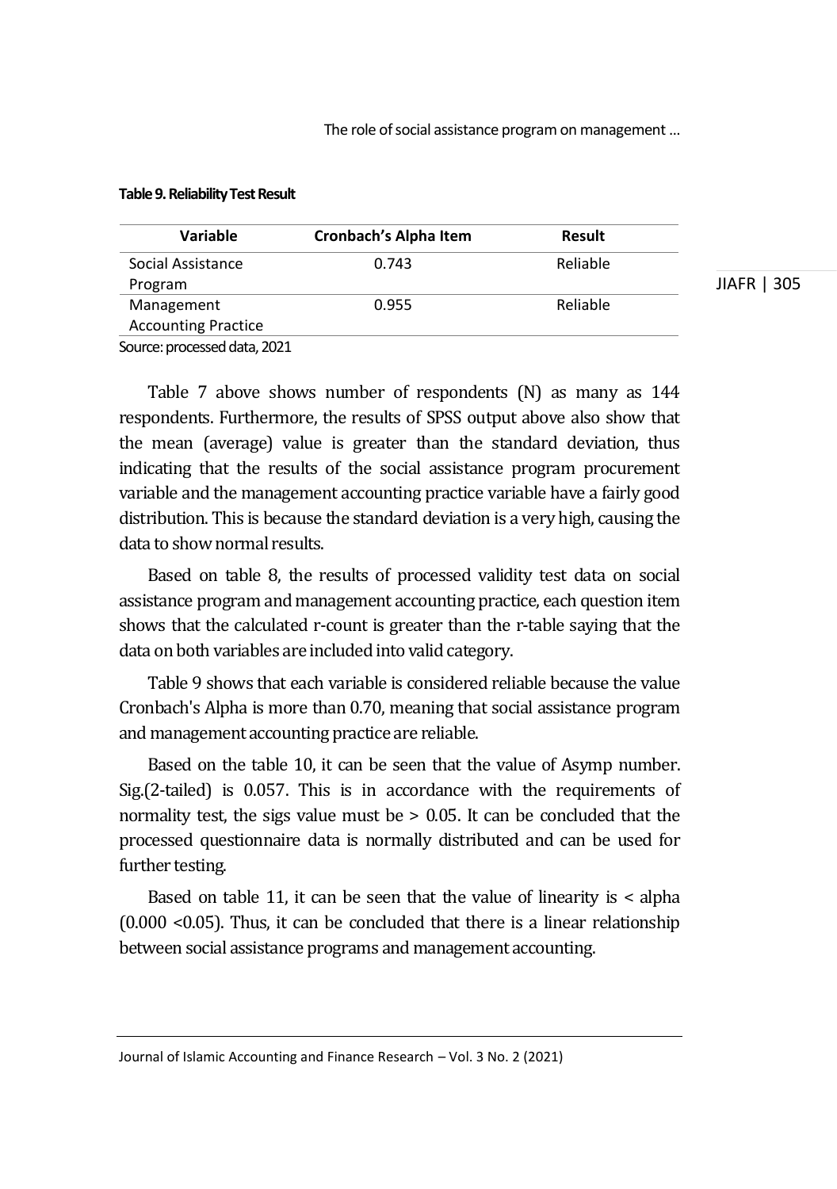**Table 9. Reliability Test Result**

| Variable | Cronbach's Alpha Item | Result |
|---|---|---|
| Social Assistance Program | 0.743 | Reliable |
| Management Accounting Practice | 0.955 | Reliable |

Source: processed data, 2021

Table 7 above shows number of respondents (N) as many as 144 respondents. Furthermore, the results of SPSS output above also show that the mean (average) value is greater than the standard deviation, thus indicating that the results of the social assistance program procurement variable and the management accounting practice variable have a fairly good distribution. This is because the standard deviation is a very high, causing the data to show normal results.

Based on table 8, the results of processed validity test data on social assistance program and management accounting practice, each question item shows that the calculated r-count is greater than the r-table saying that the data on both variables are included into valid category.

Table 9 shows that each variable is considered reliable because the value Cronbach's Alpha is more than 0.70, meaning that social assistance program and management accounting practice are reliable.

Based on the table 10, it can be seen that the value of Asymp number. Sig.(2-tailed) is 0.057. This is in accordance with the requirements of normality test, the sigs value must be > 0.05. It can be concluded that the processed questionnaire data is normally distributed and can be used for further testing.

Based on table 11, it can be seen that the value of linearity is < alpha (0.000 <0.05). Thus, it can be concluded that there is a linear relationship between social assistance programs and management accounting.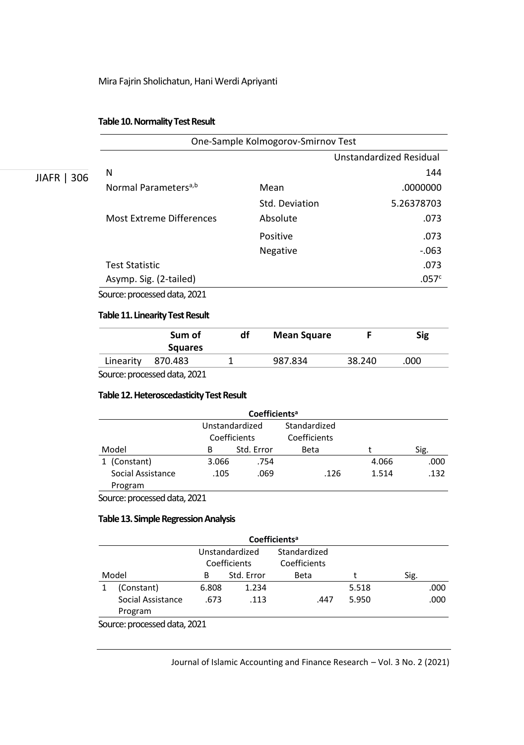**Table 10. Normality Test Result**

| One-Sample Kolmogorov-Smirnov Test | | |
|---|---|---|
| | | Unstandardized Residual |
| N | | 144 |
| Normal Parameters[a,b] | Mean | .0000000 |
| | Std. Deviation | 5.26378703 |
| Most Extreme Differences | Absolute | .073 |
| | Positive | .073 |
| | Negative | -.063 |
| Test Statistic | | .073 |
| Asymp. Sig. (2-tailed) | | .057[c] |

Source: processed data, 2021

**Table 11. Linearity Test Result**

| | Sum of Squares | df | Mean Square | F | Sig |
|---|---|---|---|---|---|
| Linearity | 870.483 | 1 | 987.834 | 38.240 | .000 |

Source: processed data, 2021

**Table 12. Heteroscedasticity Test Result**

| Coefficients[a] | | | | | |
|---|---|---|---|---|---|
| | Unstandardized Coefficients | | Standardized Coefficients | | |
| Model | B | Std. Error | Beta | t | Sig. |
| 1 (Constant) | 3.066 | .754 | | 4.066 | .000 |
| Social Assistance Program | .105 | .069 | .126 | 1.514 | .132 |

Source: processed data, 2021

**Table 13. Simple Regression Analysis**

| Coefficients[a] | | | | | | |
|---|---|---|---|---|---|---|
| Model | | Unstandardized Coefficients | | Standardized Coefficients | | |
| | | B | Std. Error | Beta | t | Sig. |
| 1 | (Constant) | 6.808 | 1.234 | | 5.518 | .000 |
| | Social Assistance Program | .673 | .113 | .447 | 5.950 | .000 |

Source: processed data, 2021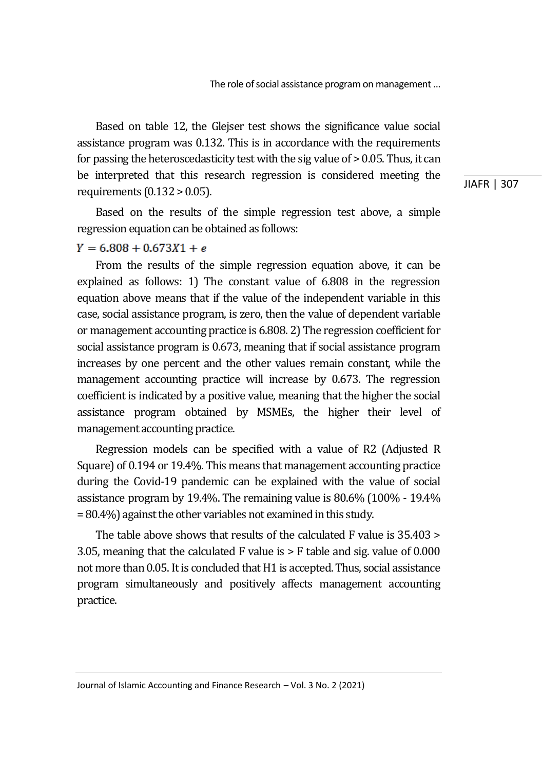Based on table 12, the Glejser test shows the significance value social assistance program was 0.132. This is in accordance with the requirements for passing the heteroscedasticity test with the sig value of > 0.05. Thus, it can be interpreted that this research regression is considered meeting the requirements (0.132 > 0.05).

Based on the results of the simple regression test above, a simple regression equation can be obtained as follows:

$$Y = 6.808 + 0.673X1 + e$$

From the results of the simple regression equation above, it can be explained as follows: 1) The constant value of 6.808 in the regression equation above means that if the value of the independent variable in this case, social assistance program, is zero, then the value of dependent variable or management accounting practice is 6.808. 2) The regression coefficient for social assistance program is 0.673, meaning that if social assistance program increases by one percent and the other values remain constant, while the management accounting practice will increase by 0.673. The regression coefficient is indicated by a positive value, meaning that the higher the social assistance program obtained by MSMEs, the higher their level of management accounting practice.

Regression models can be specified with a value of R2 (Adjusted R Square) of 0.194 or 19.4%. This means that management accounting practice during the Covid-19 pandemic can be explained with the value of social assistance program by 19.4%. The remaining value is 80.6% (100% - 19.4% = 80.4%) against the other variables not examined in this study.

The table above shows that results of the calculated F value is 35.403 > 3.05, meaning that the calculated F value is > F table and sig. value of 0.000 not more than 0.05. It is concluded that H1 is accepted. Thus, social assistance program simultaneously and positively affects management accounting practice.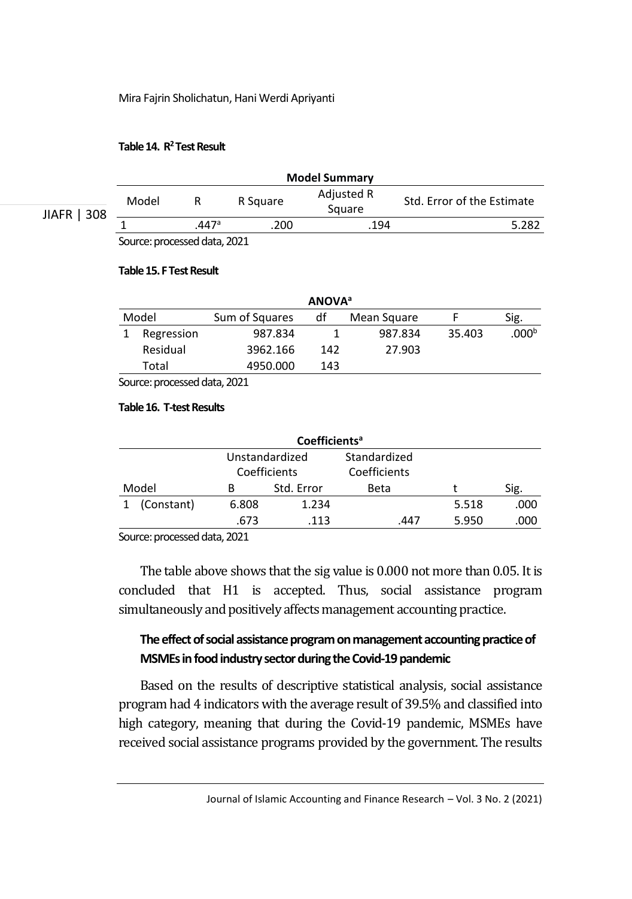**Table 14. $R^2$ Test Result**

| Model Summary | | | | |
|---|---|---|---|---|
| Model | R | R Square | Adjusted R Square | Std. Error of the Estimate |
| 1 | .447[a] | .200 | .194 | 5.282 |

Source: processed data, 2021

**Table 15. F Test Result**

| ANOVA[a] | | | | | | |
|---|---|---|---|---|---|---|
| Model | | Sum of Squares | df | Mean Square | F | Sig. |
| 1 | Regression | 987.834 | 1 | 987.834 | 35.403 | .000[b] |
| | Residual | 3962.166 | 142 | 27.903 | | |
| | Total | 4950.000 | 143 | | | |

Source: processed data, 2021

**Table 16. T-test Results**

| Coefficients[a] | | | | | | |
|---|---|---|---|---|---|---|
| | | Unstandardized Coefficients | | Standardized Coefficients | | |
| Model | | B | Std. Error | Beta | t | Sig. |
| 1 | (Constant) | 6.808 | 1.234 | | 5.518 | .000 |
| | | .673 | .113 | .447 | 5.950 | .000 |

Source: processed data, 2021

The table above shows that the sig value is 0.000 not more than 0.05. It is concluded that H1 is accepted. Thus, social assistance program simultaneously and positively affects management accounting practice.

### The effect of social assistance program on management accounting practice of MSMEs in food industry sector during the Covid-19 pandemic

Based on the results of descriptive statistical analysis, social assistance program had 4 indicators with the average result of 39.5% and classified into high category, meaning that during the Covid-19 pandemic, MSMEs have received social assistance programs provided by the government. The results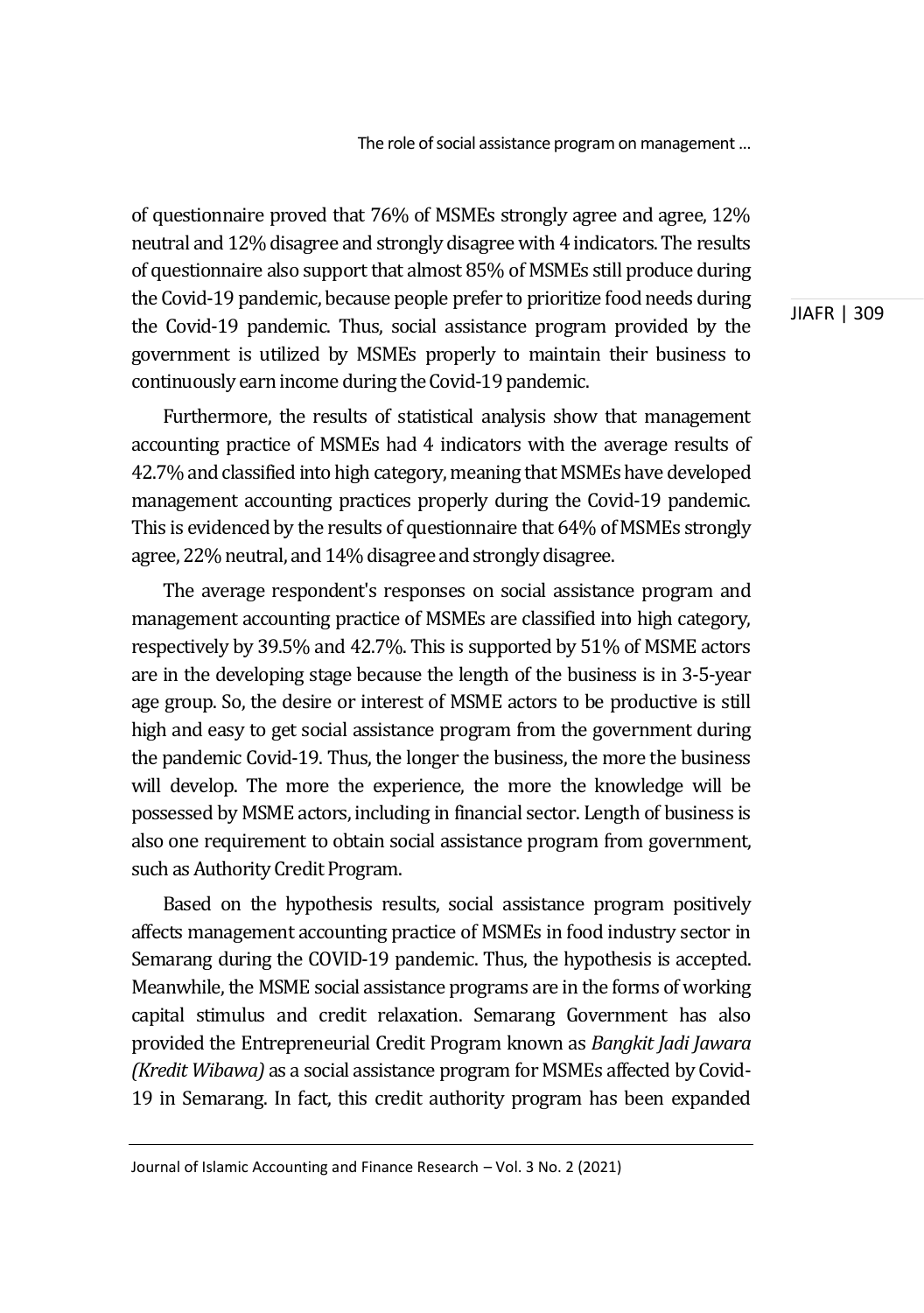of questionnaire proved that 76% of MSMEs strongly agree and agree, 12% neutral and 12% disagree and strongly disagree with 4 indicators. The results of questionnaire also support that almost 85% of MSMEs still produce during the Covid-19 pandemic, because people prefer to prioritize food needs during the Covid-19 pandemic. Thus, social assistance program provided by the government is utilized by MSMEs properly to maintain their business to continuously earn income during the Covid-19 pandemic.

Furthermore, the results of statistical analysis show that management accounting practice of MSMEs had 4 indicators with the average results of 42.7% and classified into high category, meaning that MSMEs have developed management accounting practices properly during the Covid-19 pandemic. This is evidenced by the results of questionnaire that 64% of MSMEs strongly agree, 22% neutral, and 14% disagree and strongly disagree.

The average respondent's responses on social assistance program and management accounting practice of MSMEs are classified into high category, respectively by 39.5% and 42.7%. This is supported by 51% of MSME actors are in the developing stage because the length of the business is in 3-5-year age group. So, the desire or interest of MSME actors to be productive is still high and easy to get social assistance program from the government during the pandemic Covid-19. Thus, the longer the business, the more the business will develop. The more the experience, the more the knowledge will be possessed by MSME actors, including in financial sector. Length of business is also one requirement to obtain social assistance program from government, such as Authority Credit Program.

Based on the hypothesis results, social assistance program positively affects management accounting practice of MSMEs in food industry sector in Semarang during the COVID-19 pandemic. Thus, the hypothesis is accepted. Meanwhile, the MSME social assistance programs are in the forms of working capital stimulus and credit relaxation. Semarang Government has also provided the Entrepreneurial Credit Program known as *Bangkit Jadi Jawara (Kredit Wibawa)* as a social assistance program for MSMEs affected by Covid-19 in Semarang. In fact, this credit authority program has been expanded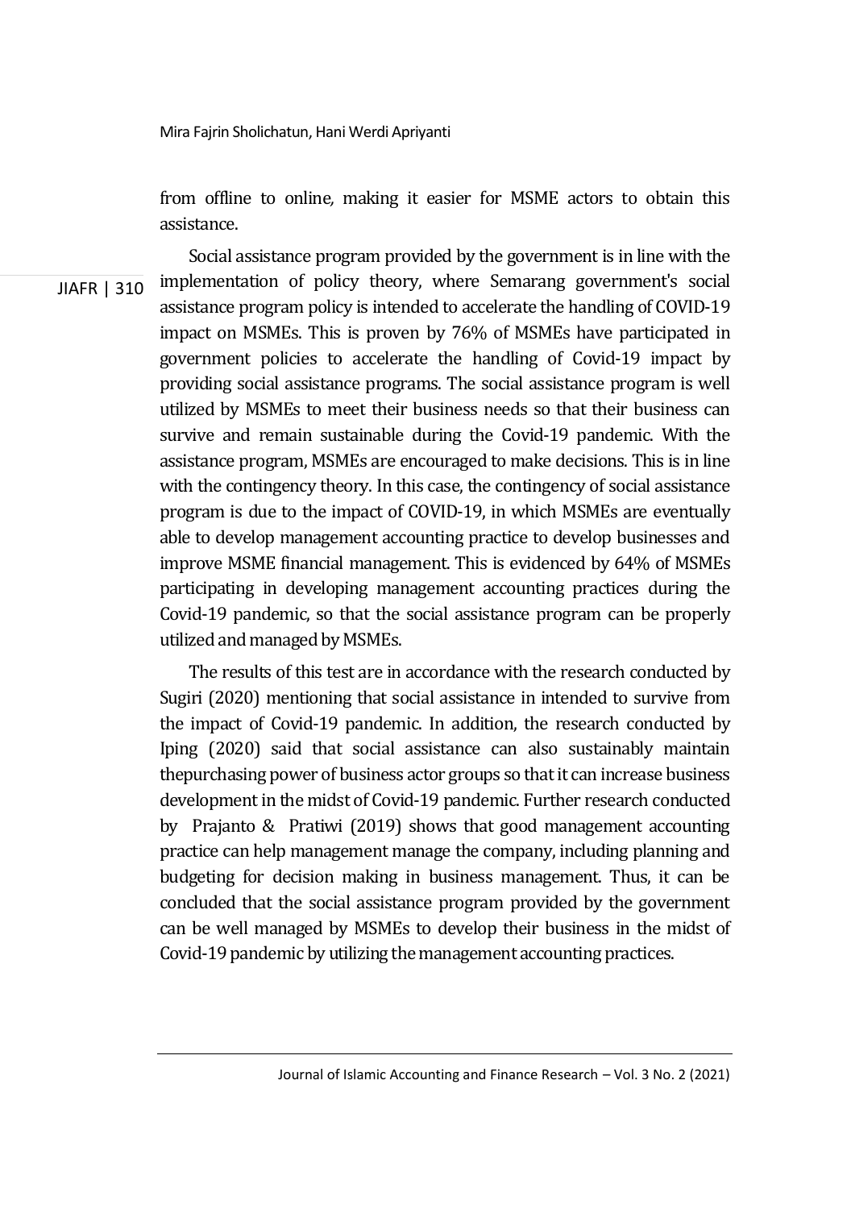from offline to online, making it easier for MSME actors to obtain this assistance.

Social assistance program provided by the government is in line with the implementation of policy theory, where Semarang government's social assistance program policy is intended to accelerate the handling of COVID-19 impact on MSMEs. This is proven by 76% of MSMEs have participated in government policies to accelerate the handling of Covid-19 impact by providing social assistance programs. The social assistance program is well utilized by MSMEs to meet their business needs so that their business can survive and remain sustainable during the Covid-19 pandemic. With the assistance program, MSMEs are encouraged to make decisions. This is in line with the contingency theory. In this case, the contingency of social assistance program is due to the impact of COVID-19, in which MSMEs are eventually able to develop management accounting practice to develop businesses and improve MSME financial management. This is evidenced by 64% of MSMEs participating in developing management accounting practices during the Covid-19 pandemic, so that the social assistance program can be properly utilized and managed by MSMEs.

The results of this test are in accordance with the research conducted by Sugiri (2020) mentioning that social assistance in intended to survive from the impact of Covid-19 pandemic. In addition, the research conducted by Iping (2020) said that social assistance can also sustainably maintain thepurchasing power of business actor groups so that it can increase business development in the midst of Covid-19 pandemic. Further research conducted by Prajanto & Pratiwi (2019) shows that good management accounting practice can help management manage the company, including planning and budgeting for decision making in business management. Thus, it can be concluded that the social assistance program provided by the government can be well managed by MSMEs to develop their business in the midst of Covid-19 pandemic by utilizing the management accounting practices.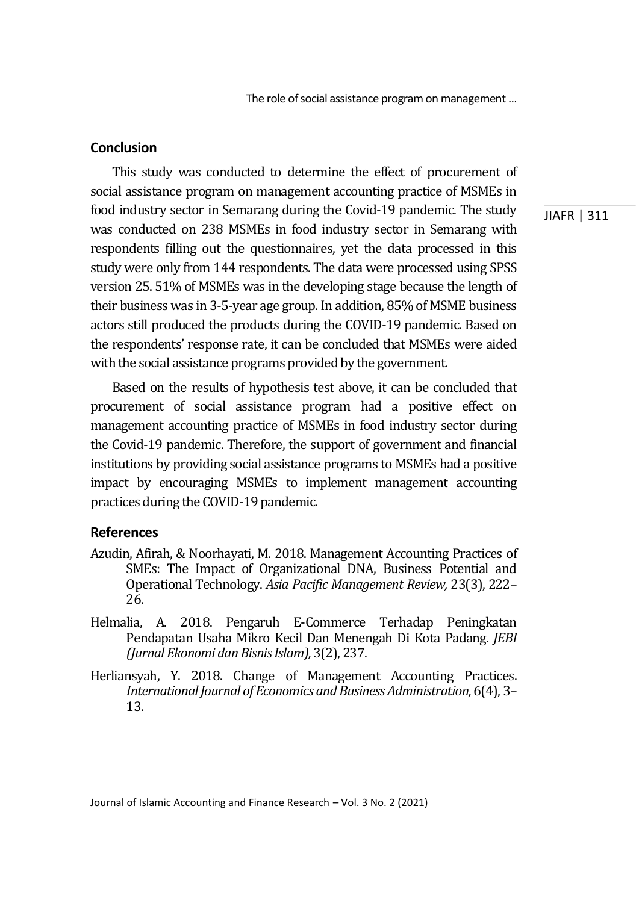## Conclusion

This study was conducted to determine the effect of procurement of social assistance program on management accounting practice of MSMEs in food industry sector in Semarang during the Covid-19 pandemic. The study was conducted on 238 MSMEs in food industry sector in Semarang with respondents filling out the questionnaires, yet the data processed in this study were only from 144 respondents. The data were processed using SPSS version 25. 51% of MSMEs was in the developing stage because the length of their business was in 3-5-year age group. In addition, 85% of MSME business actors still produced the products during the COVID-19 pandemic. Based on the respondents' response rate, it can be concluded that MSMEs were aided with the social assistance programs provided by the government.

Based on the results of hypothesis test above, it can be concluded that procurement of social assistance program had a positive effect on management accounting practice of MSMEs in food industry sector during the Covid-19 pandemic. Therefore, the support of government and financial institutions by providing social assistance programs to MSMEs had a positive impact by encouraging MSMEs to implement management accounting practices during the COVID-19 pandemic.

## References

Azudin, Afirah, & Noorhayati, M. 2018. Management Accounting Practices of SMEs: The Impact of Organizational DNA, Business Potential and Operational Technology. *Asia Pacific Management Review,* 23(3), 222–26.

Helmalia, A. 2018. Pengaruh E-Commerce Terhadap Peningkatan Pendapatan Usaha Mikro Kecil Dan Menengah Di Kota Padang. *JEBI (Jurnal Ekonomi dan Bisnis Islam),* 3(2), 237.

Herliansyah, Y. 2018. Change of Management Accounting Practices. *International Journal of Economics and Business Administration,* 6(4), 3–13.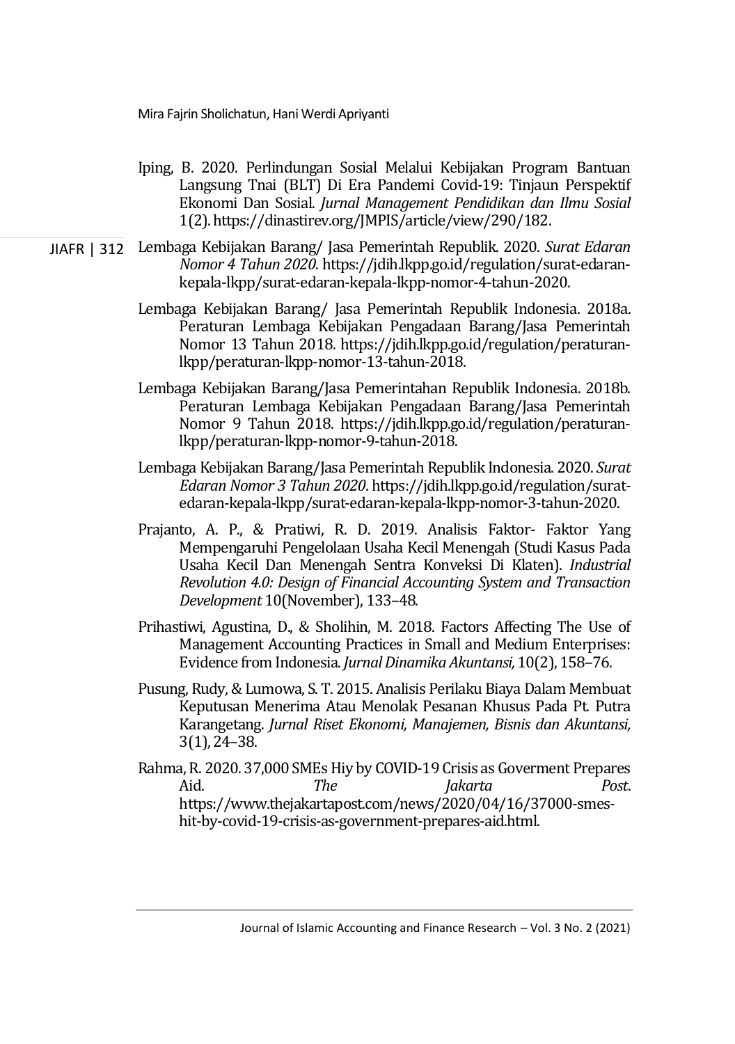Iping, B. 2020. Perlindungan Sosial Melalui Kebijakan Program Bantuan Langsung Tnai (BLT) Di Era Pandemi Covid-19: Tinjaun Perspektif Ekonomi Dan Sosial. *Jurnal Management Pendidikan dan Ilmu Sosial* 1(2). https://dinastirev.org/JMPIS/article/view/290/182.

Lembaga Kebijakan Barang/ Jasa Pemerintah Republik. 2020. *Surat Edaran Nomor 4 Tahun 2020*. https://jdih.lkpp.go.id/regulation/surat-edaran-kepala-lkpp/surat-edaran-kepala-lkpp-nomor-4-tahun-2020.

Lembaga Kebijakan Barang/ Jasa Pemerintah Republik Indonesia. 2018a. Peraturan Lembaga Kebijakan Pengadaan Barang/Jasa Pemerintah Nomor 13 Tahun 2018. https://jdih.lkpp.go.id/regulation/peraturan-lkpp/peraturan-lkpp-nomor-13-tahun-2018.

Lembaga Kebijakan Barang/Jasa Pemerintahan Republik Indonesia. 2018b. Peraturan Lembaga Kebijakan Pengadaan Barang/Jasa Pemerintah Nomor 9 Tahun 2018. https://jdih.lkpp.go.id/regulation/peraturan-lkpp/peraturan-lkpp-nomor-9-tahun-2018.

Lembaga Kebijakan Barang/Jasa Pemerintah Republik Indonesia. 2020. *Surat Edaran Nomor 3 Tahun 2020*. https://jdih.lkpp.go.id/regulation/surat-edaran-kepala-lkpp/surat-edaran-kepala-lkpp-nomor-3-tahun-2020.

Prajanto, A. P., & Pratiwi, R. D. 2019. Analisis Faktor- Faktor Yang Mempengaruhi Pengelolaan Usaha Kecil Menengah (Studi Kasus Pada Usaha Kecil Dan Menengah Sentra Konveksi Di Klaten). *Industrial Revolution 4.0: Design of Financial Accounting System and Transaction Development* 10(November), 133–48.

Prihastiwi, Agustina, D., & Sholihin, M. 2018. Factors Affecting The Use of Management Accounting Practices in Small and Medium Enterprises: Evidence from Indonesia. *Jurnal Dinamika Akuntansi,* 10(2), 158–76.

Pusung, Rudy, & Lumowa, S. T. 2015. Analisis Perilaku Biaya Dalam Membuat Keputusan Menerima Atau Menolak Pesanan Khusus Pada Pt. Putra Karangetang. *Jurnal Riset Ekonomi, Manajemen, Bisnis dan Akuntansi,* 3(1), 24–38.

Rahma, R. 2020. 37,000 SMEs Hiy by COVID-19 Crisis as Goverment Prepares Aid. *The Jakarta Post*. https://www.thejakartapost.com/news/2020/04/16/37000-smes-hit-by-covid-19-crisis-as-government-prepares-aid.html.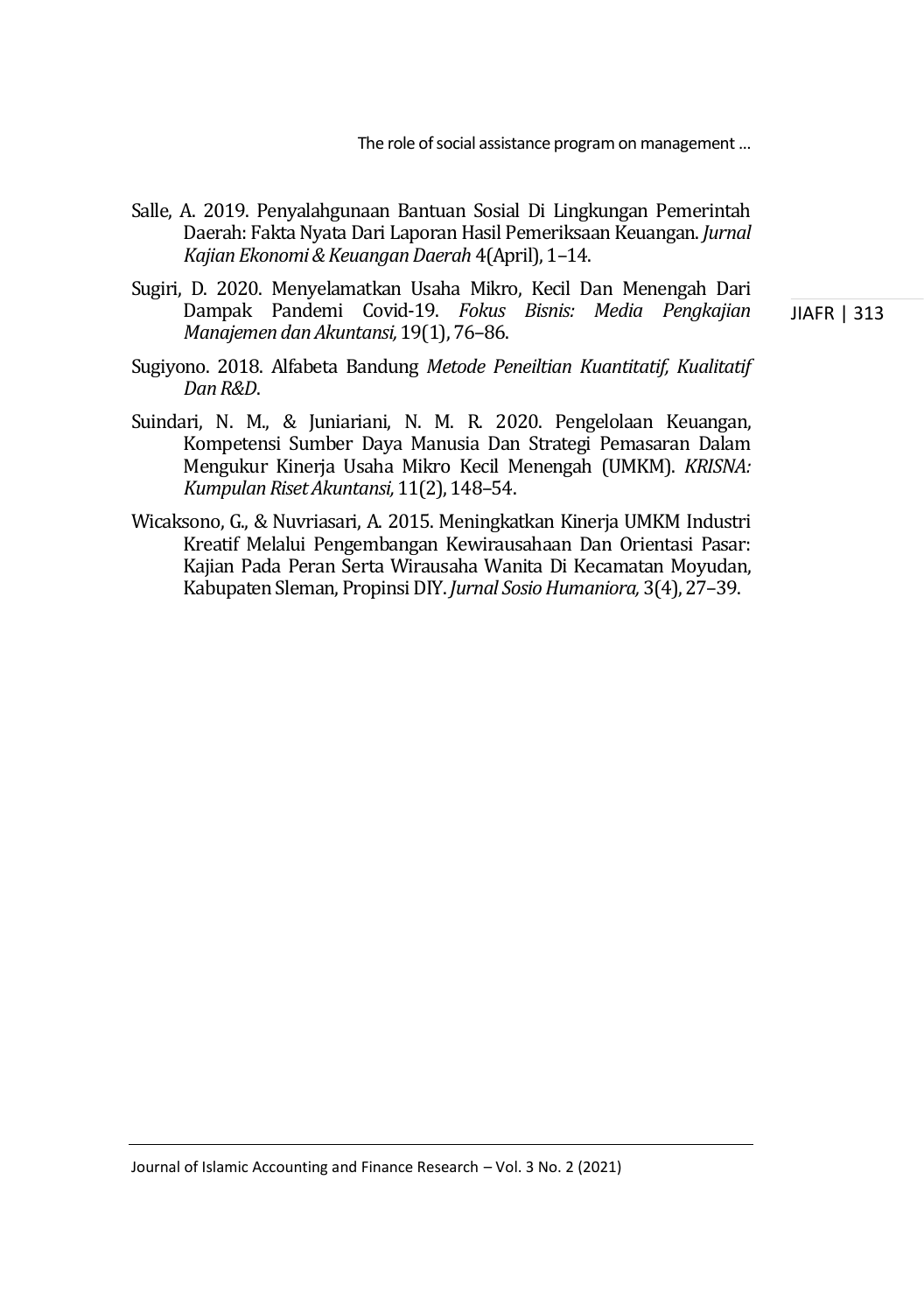Salle, A. 2019. Penyalahgunaan Bantuan Sosial Di Lingkungan Pemerintah Daerah: Fakta Nyata Dari Laporan Hasil Pemeriksaan Keuangan. *Jurnal Kajian Ekonomi & Keuangan Daerah* 4(April), 1–14.

Sugiri, D. 2020. Menyelamatkan Usaha Mikro, Kecil Dan Menengah Dari Dampak Pandemi Covid-19. *Fokus Bisnis: Media Pengkajian Manajemen dan Akuntansi,* 19(1), 76–86.

Sugiyono. 2018. Alfabeta Bandung *Metode Peneiltian Kuantitatif, Kualitatif Dan R&D*.

Suindari, N. M., & Juniariani, N. M. R. 2020. Pengelolaan Keuangan, Kompetensi Sumber Daya Manusia Dan Strategi Pemasaran Dalam Mengukur Kinerja Usaha Mikro Kecil Menengah (UMKM). *KRISNA: Kumpulan Riset Akuntansi,* 11(2), 148–54.

Wicaksono, G., & Nuvriasari, A. 2015. Meningkatkan Kinerja UMKM Industri Kreatif Melalui Pengembangan Kewirausahaan Dan Orientasi Pasar: Kajian Pada Peran Serta Wirausaha Wanita Di Kecamatan Moyudan, Kabupaten Sleman, Propinsi DIY. *Jurnal Sosio Humaniora,* 3(4), 27–39.